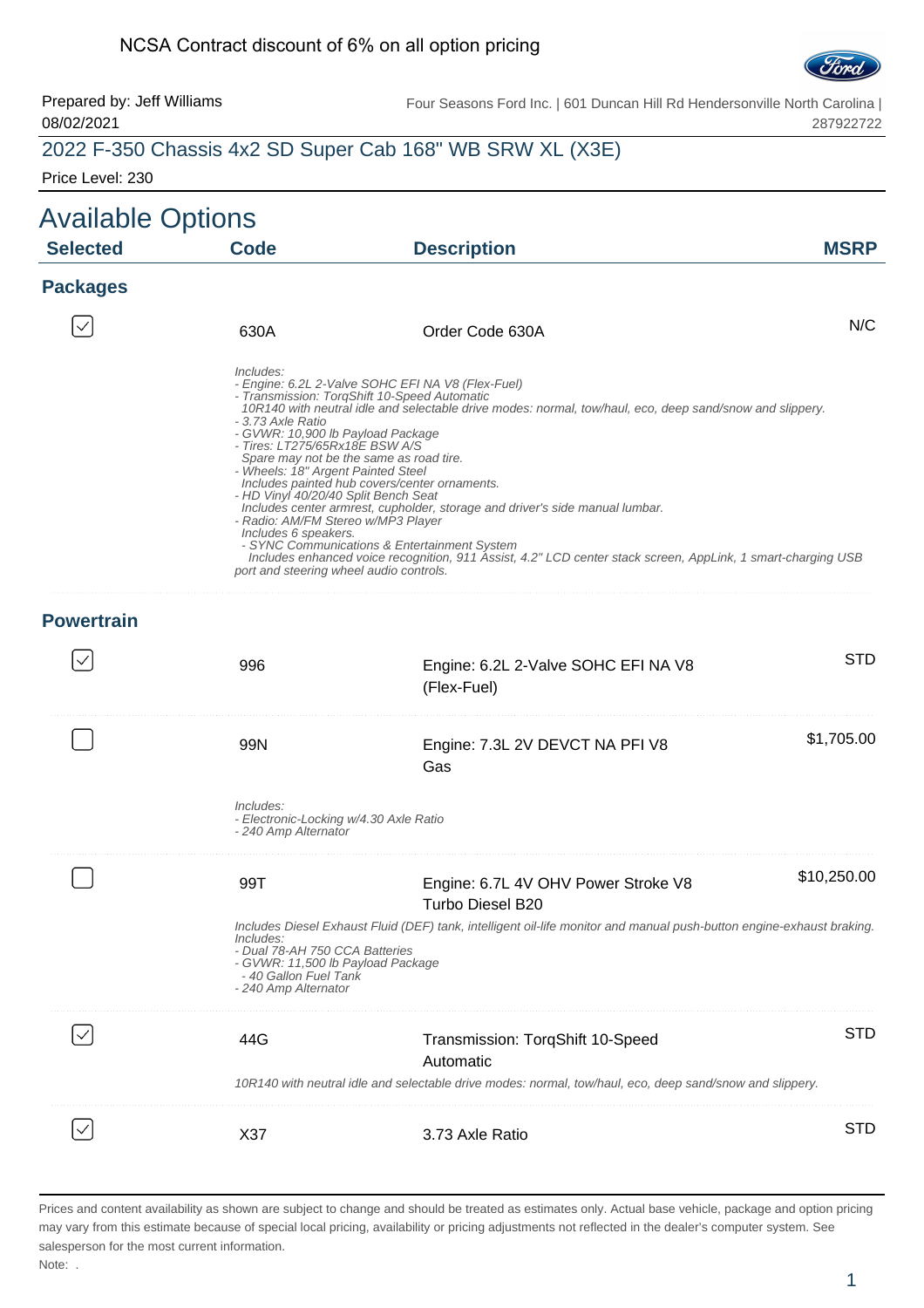NCSA Contract discount of 6% on all option pricing

Prepared by: Jeff Williams
08/02/2021

Four Seasons Ford Inc. | 601 Duncan Hill Rd Hendersonville North Carolina | 287922722

## 2022 F-350 Chassis 4x2 SD Super Cab 168" WB SRW XL (X3E)

Price Level: 230

# Available Options

| Selected | Code | Description | MSRP |
|---|---|---|---|

### Packages

| Selected | Code | Description | MSRP |
|---|---|---|---|
| ☑ | 630A | Order Code 630A | N/C |

*Includes:*
*- Engine: 6.2L 2-Valve SOHC EFI NA V8 (Flex-Fuel)*
*- Transmission: TorqShift 10-Speed Automatic*
*10R140 with neutral idle and selectable drive modes: normal, tow/haul, eco, deep sand/snow and slippery.*
*- 3.73 Axle Ratio*
*- GVWR: 10,900 lb Payload Package*
*- Tires: LT275/65Rx18E BSW A/S*
*Spare may not be the same as road tire.*
*- Wheels: 18" Argent Painted Steel*
*Includes painted hub covers/center ornaments.*
*- HD Vinyl 40/20/40 Split Bench Seat*
*Includes center armrest, cupholder, storage and driver's side manual lumbar.*
*- Radio: AM/FM Stereo w/MP3 Player*
*Includes 6 speakers.*
*- SYNC Communications & Entertainment System*
*Includes enhanced voice recognition, 911 Assist, 4.2" LCD center stack screen, AppLink, 1 smart-charging USB port and steering wheel audio controls.*

### Powertrain

| Selected | Code | Description | MSRP |
|---|---|---|---|
| ☑ | 996 | Engine: 6.2L 2-Valve SOHC EFI NA V8 (Flex-Fuel) | STD |
| ☐ | 99N | Engine: 7.3L 2V DEVCT NA PFI V8 Gas | $1,705.00 |

*Includes:*
*- Electronic-Locking w/4.30 Axle Ratio*
*- 240 Amp Alternator*

| Selected | Code | Description | MSRP |
|---|---|---|---|
| ☐ | 99T | Engine: 6.7L 4V OHV Power Stroke V8 Turbo Diesel B20 | $10,250.00 |

*Includes Diesel Exhaust Fluid (DEF) tank, intelligent oil-life monitor and manual push-button engine-exhaust braking.*
*Includes:*
*- Dual 78-AH 750 CCA Batteries*
*- GVWR: 11,500 lb Payload Package*
*- 40 Gallon Fuel Tank*
*- 240 Amp Alternator*

| Selected | Code | Description | MSRP |
|---|---|---|---|
| ☑ | 44G | Transmission: TorqShift 10-Speed Automatic | STD |

*10R140 with neutral idle and selectable drive modes: normal, tow/haul, eco, deep sand/snow and slippery.*

| Selected | Code | Description | MSRP |
|---|---|---|---|
| ☑ | X37 | 3.73 Axle Ratio | STD |

Prices and content availability as shown are subject to change and should be treated as estimates only. Actual base vehicle, package and option pricing may vary from this estimate because of special local pricing, availability or pricing adjustments not reflected in the dealer's computer system. See salesperson for the most current information.

Note: .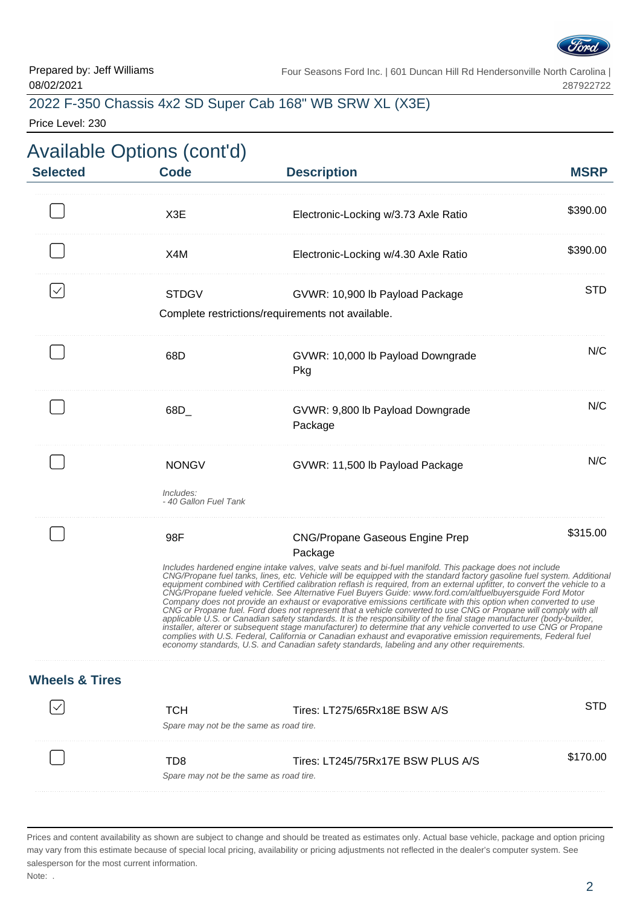Prepared by: Jeff Williams
08/02/2021

Four Seasons Ford Inc. | 601 Duncan Hill Rd Hendersonville North Carolina | 287922722

## 2022 F-350 Chassis 4x2 SD Super Cab 168" WB SRW XL (X3E)

Price Level: 230

# Available Options (cont'd)

| Selected | Code | Description | MSRP |
|---|---|---|---|
| ☐ | X3E | Electronic-Locking w/3.73 Axle Ratio | $390.00 |
| ☐ | X4M | Electronic-Locking w/4.30 Axle Ratio | $390.00 |
| ☑ | STDGV | GVWR: 10,900 lb Payload Package<br>Complete restrictions/requirements not available. | STD |
| ☐ | 68D | GVWR: 10,000 lb Payload Downgrade Pkg | N/C |
| ☐ | 68D_ | GVWR: 9,800 lb Payload Downgrade Package | N/C |
| ☐ | NONGV | GVWR: 11,500 lb Payload Package<br>*Includes:*<br>*- 40 Gallon Fuel Tank* | N/C |
| ☐ | 98F | CNG/Propane Gaseous Engine Prep Package<br>*Includes hardened engine intake valves, valve seats and bi-fuel manifold. This package does not include CNG/Propane fuel tanks, lines, etc. Vehicle will be equipped with the standard factory gasoline fuel system. Additional equipment combined with Certified calibration reflash is required, from an external upfitter, to convert the vehicle to a CNG/Propane fueled vehicle. See Alternative Fuel Buyers Guide: www.ford.com/altfuelbuyersguide Ford Motor Company does not provide an exhaust or evaporative emissions certificate with this option when converted to use CNG or Propane fuel. Ford does not represent that a vehicle converted to use CNG or Propane will comply with all applicable U.S. or Canadian safety standards. It is the responsibility of the final stage manufacturer (body-builder, installer, alterer or subsequent stage manufacturer) to determine that any vehicle converted to use CNG or Propane complies with U.S. Federal, California or Canadian exhaust and evaporative emission requirements, Federal fuel economy standards, U.S. and Canadian safety standards, labeling and any other requirements.* | $315.00 |

### Wheels & Tires

| Selected | Code | Description | MSRP |
|---|---|---|---|
| ☑ | TCH | Tires: LT275/65Rx18E BSW A/S<br>*Spare may not be the same as road tire.* | STD |
| ☐ | TD8 | Tires: LT245/75Rx17E BSW PLUS A/S<br>*Spare may not be the same as road tire.* | $170.00 |

Prices and content availability as shown are subject to change and should be treated as estimates only. Actual base vehicle, package and option pricing may vary from this estimate because of special local pricing, availability or pricing adjustments not reflected in the dealer's computer system. See salesperson for the most current information.

Note: .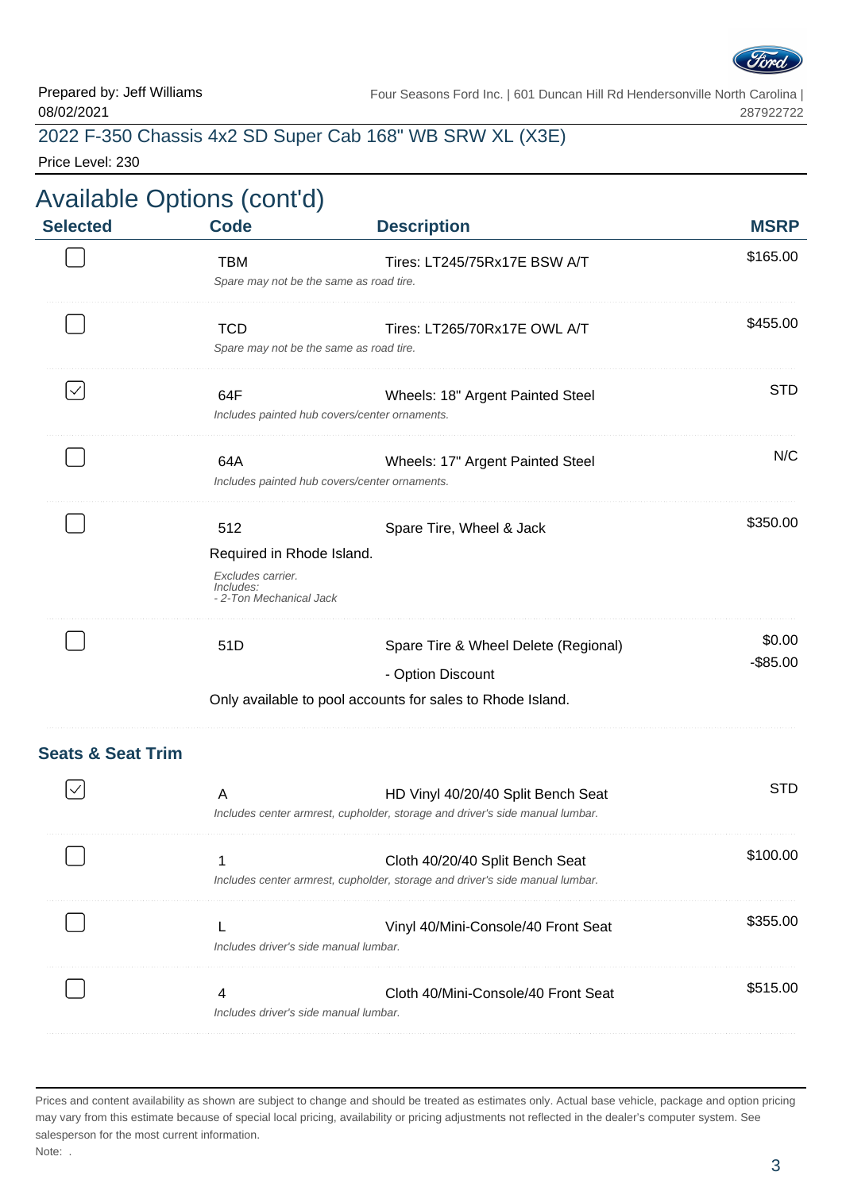Prepared by: Jeff Williams
08/02/2021

Four Seasons Ford Inc. | 601 Duncan Hill Rd Hendersonville North Carolina | 287922722

2022 F-350 Chassis 4x2 SD Super Cab 168" WB SRW XL (X3E)

Price Level: 230

# Available Options (cont'd)

| Selected | Code | Description | MSRP |
|---|---|---|---|
| ☐ | TBM | Tires: LT245/75Rx17E BSW A/T<br>*Spare may not be the same as road tire.* | $165.00 |
| ☐ | TCD | Tires: LT265/70Rx17E OWL A/T<br>*Spare may not be the same as road tire.* | $455.00 |
| ☑ | 64F | Wheels: 18" Argent Painted Steel<br>*Includes painted hub covers/center ornaments.* | STD |
| ☐ | 64A | Wheels: 17" Argent Painted Steel<br>*Includes painted hub covers/center ornaments.* | N/C |
| ☐ | 512 | Spare Tire, Wheel & Jack<br>Required in Rhode Island.<br>*Excludes carrier.*<br>*Includes:*<br>*- 2-Ton Mechanical Jack* | $350.00 |
| ☐ | 51D | Spare Tire & Wheel Delete (Regional)<br>- Option Discount<br>Only available to pool accounts for sales to Rhode Island. | $0.00<br>-$85.00 |

### Seats & Seat Trim

| Selected | Code | Description | MSRP |
|---|---|---|---|
| ☑ | A | HD Vinyl 40/20/40 Split Bench Seat<br>*Includes center armrest, cupholder, storage and driver's side manual lumbar.* | STD |
| ☐ | 1 | Cloth 40/20/40 Split Bench Seat<br>*Includes center armrest, cupholder, storage and driver's side manual lumbar.* | $100.00 |
| ☐ | L | Vinyl 40/Mini-Console/40 Front Seat<br>*Includes driver's side manual lumbar.* | $355.00 |
| ☐ | 4 | Cloth 40/Mini-Console/40 Front Seat<br>*Includes driver's side manual lumbar.* | $515.00 |

Prices and content availability as shown are subject to change and should be treated as estimates only. Actual base vehicle, package and option pricing may vary from this estimate because of special local pricing, availability or pricing adjustments not reflected in the dealer's computer system. See salesperson for the most current information.

Note: .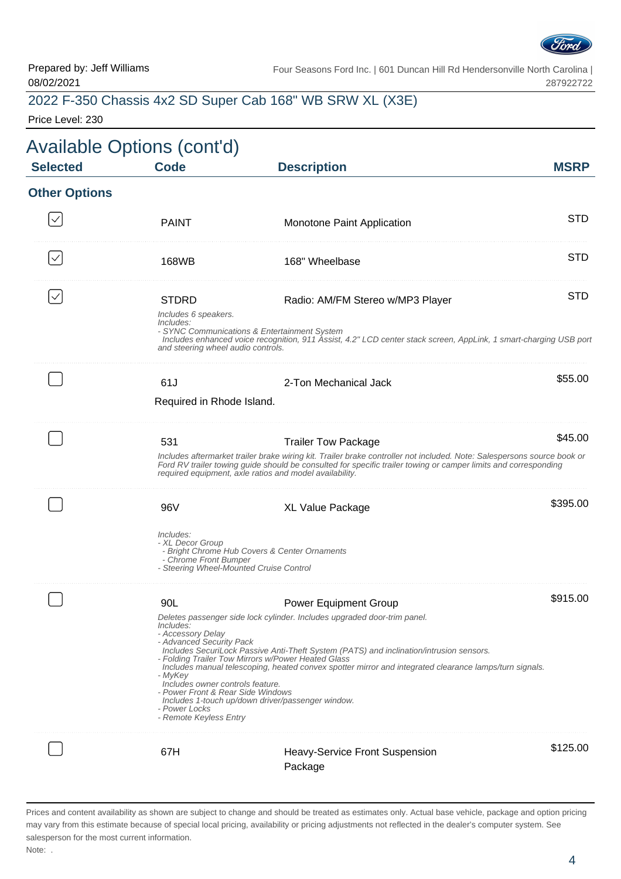Prepared by: Jeff Williams
08/02/2021

Four Seasons Ford Inc. | 601 Duncan Hill Rd Hendersonville North Carolina | 287922722

## 2022 F-350 Chassis 4x2 SD Super Cab 168" WB SRW XL (X3E)

Price Level: 230

# Available Options (cont'd)

| Selected | Code | Description | MSRP |
|---|---|---|---|

### Other Options

| Selected | Code | Description | MSRP |
|---|---|---|---|
| ☑ | PAINT | Monotone Paint Application | STD |
| ☑ | 168WB | 168" Wheelbase | STD |
| ☑ | STDRD | Radio: AM/FM Stereo w/MP3 Player | STD |

*Includes 6 speakers.*
*Includes:*
*- SYNC Communications & Entertainment System*
*Includes enhanced voice recognition, 911 Assist, 4.2" LCD center stack screen, AppLink, 1 smart-charging USB port and steering wheel audio controls.*

| Selected | Code | Description | MSRP |
|---|---|---|---|
| ☐ | 61J | 2-Ton Mechanical Jack | $55.00 |

Required in Rhode Island.

| Selected | Code | Description | MSRP |
|---|---|---|---|
| ☐ | 531 | Trailer Tow Package | $45.00 |

*Includes aftermarket trailer brake wiring kit. Trailer brake controller not included. Note: Salespersons source book or Ford RV trailer towing guide should be consulted for specific trailer towing or camper limits and corresponding required equipment, axle ratios and model availability.*

| Selected | Code | Description | MSRP |
|---|---|---|---|
| ☐ | 96V | XL Value Package | $395.00 |

*Includes:*
*- XL Decor Group*
*- Bright Chrome Hub Covers & Center Ornaments*
*- Chrome Front Bumper*
*- Steering Wheel-Mounted Cruise Control*

| Selected | Code | Description | MSRP |
|---|---|---|---|
| ☐ | 90L | Power Equipment Group | $915.00 |

*Deletes passenger side lock cylinder. Includes upgraded door-trim panel.*
*Includes:*
*- Accessory Delay*
*- Advanced Security Pack*
*Includes SecuriLock Passive Anti-Theft System (PATS) and inclination/intrusion sensors.*
*- Folding Trailer Tow Mirrors w/Power Heated Glass*
*Includes manual telescoping, heated convex spotter mirror and integrated clearance lamps/turn signals.*
*- MyKey*
*Includes owner controls feature.*
*- Power Front & Rear Side Windows*
*Includes 1-touch up/down driver/passenger window.*
*- Power Locks*
*- Remote Keyless Entry*

| Selected | Code | Description | MSRP |
|---|---|---|---|
| ☐ | 67H | Heavy-Service Front Suspension Package | $125.00 |

Prices and content availability as shown are subject to change and should be treated as estimates only. Actual base vehicle, package and option pricing may vary from this estimate because of special local pricing, availability or pricing adjustments not reflected in the dealer's computer system. See salesperson for the most current information.

Note: .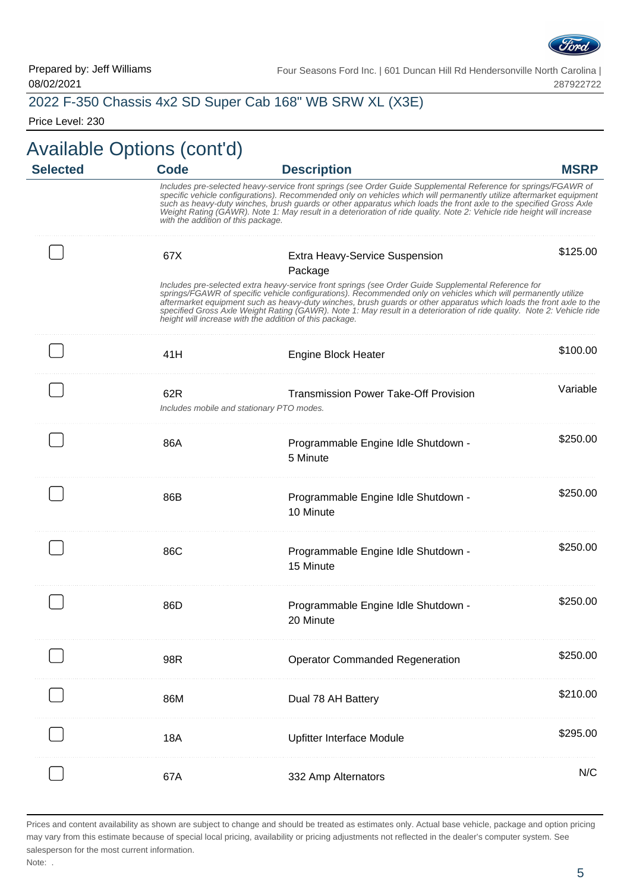Prepared by: Jeff Williams
08/02/2021

Four Seasons Ford Inc. | 601 Duncan Hill Rd Hendersonville North Carolina | 287922722

## 2022 F-350 Chassis 4x2 SD Super Cab 168" WB SRW XL (X3E)

Price Level: 230

# Available Options (cont'd)

| Selected | Code | Description | MSRP |
|---|---|---|---|
| | *Includes pre-selected heavy-service front springs (see Order Guide Supplemental Reference for springs/FGAWR of specific vehicle configurations). Recommended only on vehicles which will permanently utilize aftermarket equipment such as heavy-duty winches, brush guards or other apparatus which loads the front axle to the specified Gross Axle Weight Rating (GAWR). Note 1: May result in a deterioration of ride quality. Note 2: Vehicle ride height will increase with the addition of this package.* | | |
| ☐ | 67X | Extra Heavy-Service Suspension Package | $125.00 |
| | *Includes pre-selected extra heavy-service front springs (see Order Guide Supplemental Reference for springs/FGAWR of specific vehicle configurations). Recommended only on vehicles which will permanently utilize aftermarket equipment such as heavy-duty winches, brush guards or other apparatus which loads the front axle to the specified Gross Axle Weight Rating (GAWR). Note 1: May result in a deterioration of ride quality. Note 2: Vehicle ride height will increase with the addition of this package.* | | |
| ☐ | 41H | Engine Block Heater | $100.00 |
| ☐ | 62R | Transmission Power Take-Off Provision | Variable |
| | *Includes mobile and stationary PTO modes.* | | |
| ☐ | 86A | Programmable Engine Idle Shutdown - 5 Minute | $250.00 |
| ☐ | 86B | Programmable Engine Idle Shutdown - 10 Minute | $250.00 |
| ☐ | 86C | Programmable Engine Idle Shutdown - 15 Minute | $250.00 |
| ☐ | 86D | Programmable Engine Idle Shutdown - 20 Minute | $250.00 |
| ☐ | 98R | Operator Commanded Regeneration | $250.00 |
| ☐ | 86M | Dual 78 AH Battery | $210.00 |
| ☐ | 18A | Upfitter Interface Module | $295.00 |
| ☐ | 67A | 332 Amp Alternators | N/C |

Prices and content availability as shown are subject to change and should be treated as estimates only. Actual base vehicle, package and option pricing may vary from this estimate because of special local pricing, availability or pricing adjustments not reflected in the dealer's computer system. See salesperson for the most current information.

Note: .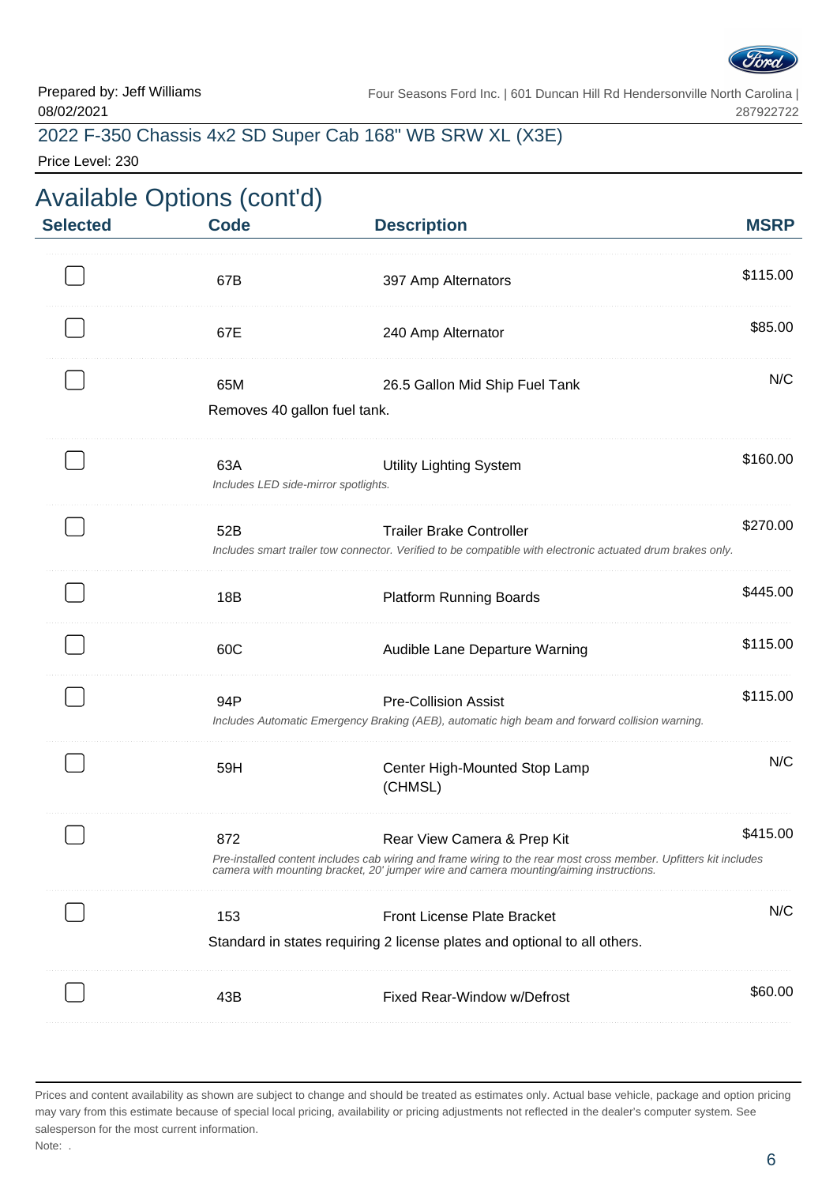Prepared by: Jeff Williams
08/02/2021

Four Seasons Ford Inc. | 601 Duncan Hill Rd Hendersonville North Carolina | 287922722

## 2022 F-350 Chassis 4x2 SD Super Cab 168" WB SRW XL (X3E)

Price Level: 230

# Available Options (cont'd)

| Selected | Code | Description | MSRP |
|---|---|---|---|
| ☐ | 67B | 397 Amp Alternators | $115.00 |
| ☐ | 67E | 240 Amp Alternator | $85.00 |
| ☐ | 65M | 26.5 Gallon Mid Ship Fuel Tank<br>Removes 40 gallon fuel tank. | N/C |
| ☐ | 63A | Utility Lighting System<br>*Includes LED side-mirror spotlights.* | $160.00 |
| ☐ | 52B | Trailer Brake Controller<br>*Includes smart trailer tow connector. Verified to be compatible with electronic actuated drum brakes only.* | $270.00 |
| ☐ | 18B | Platform Running Boards | $445.00 |
| ☐ | 60C | Audible Lane Departure Warning | $115.00 |
| ☐ | 94P | Pre-Collision Assist<br>*Includes Automatic Emergency Braking (AEB), automatic high beam and forward collision warning.* | $115.00 |
| ☐ | 59H | Center High-Mounted Stop Lamp (CHMSL) | N/C |
| ☐ | 872 | Rear View Camera & Prep Kit<br>*Pre-installed content includes cab wiring and frame wiring to the rear most cross member. Upfitters kit includes camera with mounting bracket, 20' jumper wire and camera mounting/aiming instructions.* | $415.00 |
| ☐ | 153 | Front License Plate Bracket<br>Standard in states requiring 2 license plates and optional to all others. | N/C |
| ☐ | 43B | Fixed Rear-Window w/Defrost | $60.00 |

Prices and content availability as shown are subject to change and should be treated as estimates only. Actual base vehicle, package and option pricing may vary from this estimate because of special local pricing, availability or pricing adjustments not reflected in the dealer's computer system. See salesperson for the most current information.

Note: .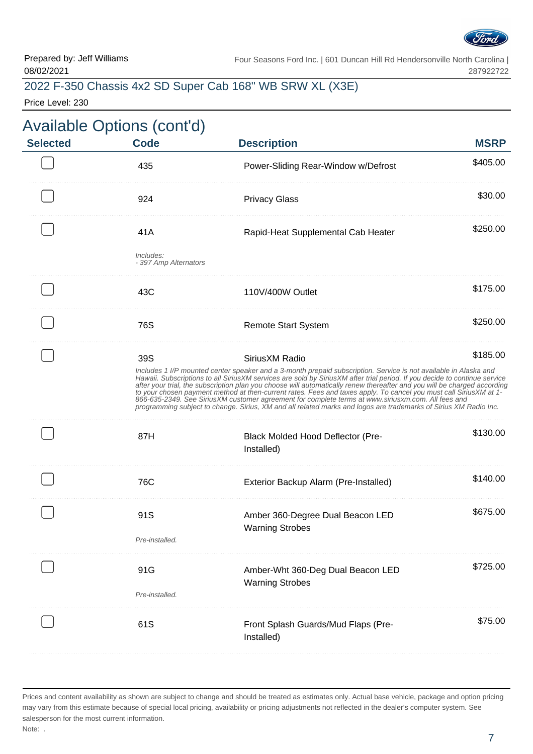Prepared by: Jeff Williams
08/02/2021

Four Seasons Ford Inc. | 601 Duncan Hill Rd Hendersonville North Carolina | 287922722

## 2022 F-350 Chassis 4x2 SD Super Cab 168" WB SRW XL (X3E)

Price Level: 230

# Available Options (cont'd)

| Selected | Code | Description | MSRP |
|---|---|---|---|
| ☐ | 435 | Power-Sliding Rear-Window w/Defrost | $405.00 |
| ☐ | 924 | Privacy Glass | $30.00 |
| ☐ | 41A *Includes: - 397 Amp Alternators* | Rapid-Heat Supplemental Cab Heater | $250.00 |
| ☐ | 43C | 110V/400W Outlet | $175.00 |
| ☐ | 76S | Remote Start System | $250.00 |
| ☐ | 39S | SiriusXM Radio *Includes 1 I/P mounted center speaker and a 3-month prepaid subscription. Service is not available in Alaska and Hawaii. Subscriptions to all SiriusXM services are sold by SiriusXM after trial period. If you decide to continue service after your trial, the subscription plan you choose will automatically renew thereafter and you will be charged according to your chosen payment method at then-current rates. Fees and taxes apply. To cancel you must call SiriusXM at 1-866-635-2349. See SiriusXM customer agreement for complete terms at www.siriusxm.com. All fees and programming subject to change. Sirius, XM and all related marks and logos are trademarks of Sirius XM Radio Inc.* | $185.00 |
| ☐ | 87H | Black Molded Hood Deflector (Pre-Installed) | $130.00 |
| ☐ | 76C | Exterior Backup Alarm (Pre-Installed) | $140.00 |
| ☐ | 91S *Pre-installed.* | Amber 360-Degree Dual Beacon LED Warning Strobes | $675.00 |
| ☐ | 91G *Pre-installed.* | Amber-Wht 360-Deg Dual Beacon LED Warning Strobes | $725.00 |
| ☐ | 61S | Front Splash Guards/Mud Flaps (Pre-Installed) | $75.00 |

Prices and content availability as shown are subject to change and should be treated as estimates only. Actual base vehicle, package and option pricing may vary from this estimate because of special local pricing, availability or pricing adjustments not reflected in the dealer's computer system. See salesperson for the most current information.

Note: .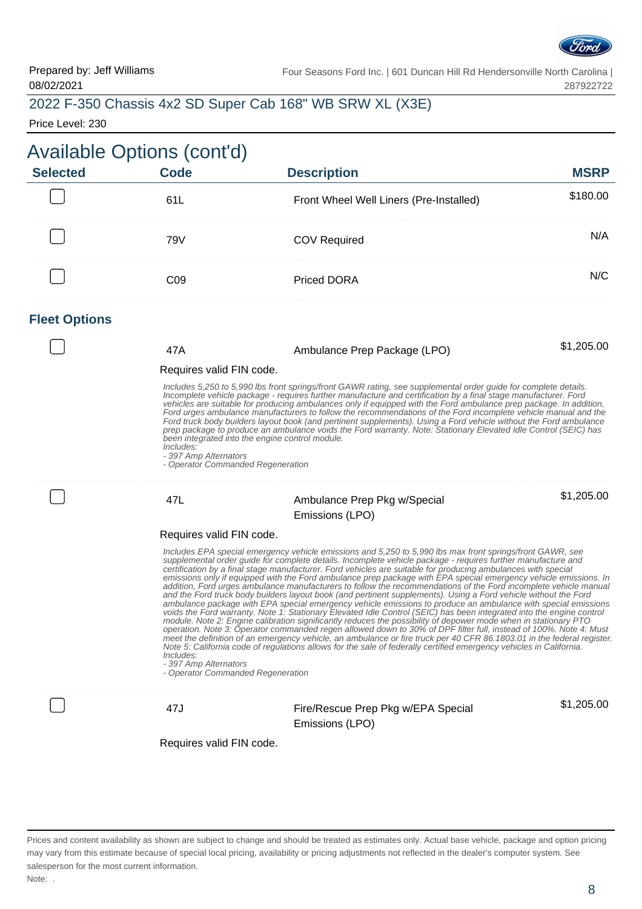Prepared by: Jeff Williams
08/02/2021

Four Seasons Ford Inc. | 601 Duncan Hill Rd Hendersonville North Carolina | 287922722

## 2022 F-350 Chassis 4x2 SD Super Cab 168" WB SRW XL (X3E)

Price Level: 230

# Available Options (cont'd)

| Selected | Code | Description | MSRP |
|---|---|---|---|
| ☐ | 61L | Front Wheel Well Liners (Pre-Installed) | $180.00 |
| ☐ | 79V | COV Required | N/A |
| ☐ | C09 | Priced DORA | N/C |

### Fleet Options

| Selected | Code | Description | MSRP |
|---|---|---|---|
| ☐ | 47A | Ambulance Prep Package (LPO) | $1,205.00 |

Requires valid FIN code.

*Includes 5,250 to 5,990 lbs front springs/front GAWR rating, see supplemental order guide for complete details. Incomplete vehicle package - requires further manufacture and certification by a final stage manufacturer. Ford vehicles are suitable for producing ambulances only if equipped with the Ford ambulance prep package. In addition, Ford urges ambulance manufacturers to follow the recommendations of the Ford incomplete vehicle manual and the Ford truck body builders layout book (and pertinent supplements). Using a Ford vehicle without the Ford ambulance prep package to produce an ambulance voids the Ford warranty. Note: Stationary Elevated Idle Control (SEIC) has been integrated into the engine control module.*
*Includes:*
*- 397 Amp Alternators*
*- Operator Commanded Regeneration*

| Selected | Code | Description | MSRP |
|---|---|---|---|
| ☐ | 47L | Ambulance Prep Pkg w/Special Emissions (LPO) | $1,205.00 |

Requires valid FIN code.

*Includes EPA special emergency vehicle emissions and 5,250 to 5,990 lbs max front springs/front GAWR, see supplemental order guide for complete details. Incomplete vehicle package - requires further manufacture and certification by a final stage manufacturer. Ford vehicles are suitable for producing ambulances with special emissions only if equipped with the Ford ambulance prep package with EPA special emergency vehicle emissions. In addition, Ford urges ambulance manufacturers to follow the recommendations of the Ford incomplete vehicle manual and the Ford truck body builders layout book (and pertinent supplements). Using a Ford vehicle without the Ford ambulance package with EPA special emergency vehicle emissions to produce an ambulance with special emissions voids the Ford warranty. Note 1: Stationary Elevated Idle Control (SEIC) has been integrated into the engine control module. Note 2: Engine calibration significantly reduces the possibility of depower mode when in stationary PTO operation. Note 3: Operator commanded regen allowed down to 30% of DPF filter full, instead of 100%. Note 4: Must meet the definition of an emergency vehicle, an ambulance or fire truck per 40 CFR 86.1803.01 in the federal register. Note 5: California code of regulations allows for the sale of federally certified emergency vehicles in California.*
*Includes:*
*- 397 Amp Alternators*
*- Operator Commanded Regeneration*

| Selected | Code | Description | MSRP |
|---|---|---|---|
| ☐ | 47J | Fire/Rescue Prep Pkg w/EPA Special Emissions (LPO) | $1,205.00 |

Requires valid FIN code.

Prices and content availability as shown are subject to change and should be treated as estimates only. Actual base vehicle, package and option pricing may vary from this estimate because of special local pricing, availability or pricing adjustments not reflected in the dealer's computer system. See salesperson for the most current information.
Note: .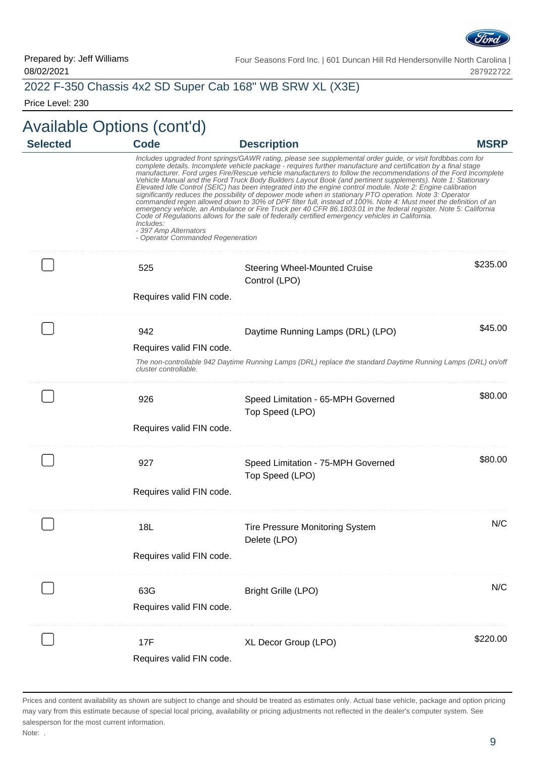Prepared by: Jeff Williams
08/02/2021

Four Seasons Ford Inc. | 601 Duncan Hill Rd Hendersonville North Carolina | 287922722

## 2022 F-350 Chassis 4x2 SD Super Cab 168" WB SRW XL (X3E)

Price Level: 230

# Available Options (cont'd)

| Selected | Code | Description | MSRP |
|---|---|---|---|
| | | *Includes upgraded front springs/GAWR rating, please see supplemental order guide, or visit fordbbas.com for complete details. Incomplete vehicle package - requires further manufacture and certification by a final stage manufacturer. Ford urges Fire/Rescue vehicle manufacturers to follow the recommendations of the Ford Incomplete Vehicle Manual and the Ford Truck Body Builders Layout Book (and pertinent supplements). Note 1: Stationary Elevated Idle Control (SEIC) has been integrated into the engine control module. Note 2: Engine calibration significantly reduces the possibility of depower mode when in stationary PTO operation. Note 3: Operator commanded regen allowed down to 30% of DPF filter full, instead of 100%. Note 4: Must meet the definition of an emergency vehicle, an Ambulance or Fire Truck per 40 CFR 86.1803.01 in the federal register. Note 5: California Code of Regulations allows for the sale of federally certified emergency vehicles in California. Includes: - 397 Amp Alternators - Operator Commanded Regeneration* | |
| ☐ | 525 | Steering Wheel-Mounted Cruise Control (LPO) | $235.00 |
| | Requires valid FIN code. | | |
| ☐ | 942 | Daytime Running Lamps (DRL) (LPO) | $45.00 |
| | Requires valid FIN code. | | |
| | *The non-controllable 942 Daytime Running Lamps (DRL) replace the standard Daytime Running Lamps (DRL) on/off cluster controllable.* | | |
| ☐ | 926 | Speed Limitation - 65-MPH Governed Top Speed (LPO) | $80.00 |
| | Requires valid FIN code. | | |
| ☐ | 927 | Speed Limitation - 75-MPH Governed Top Speed (LPO) | $80.00 |
| | Requires valid FIN code. | | |
| ☐ | 18L | Tire Pressure Monitoring System Delete (LPO) | N/C |
| | Requires valid FIN code. | | |
| ☐ | 63G | Bright Grille (LPO) | N/C |
| | Requires valid FIN code. | | |
| ☐ | 17F | XL Decor Group (LPO) | $220.00 |
| | Requires valid FIN code. | | |

Prices and content availability as shown are subject to change and should be treated as estimates only. Actual base vehicle, package and option pricing may vary from this estimate because of special local pricing, availability or pricing adjustments not reflected in the dealer's computer system. See salesperson for the most current information.

Note: .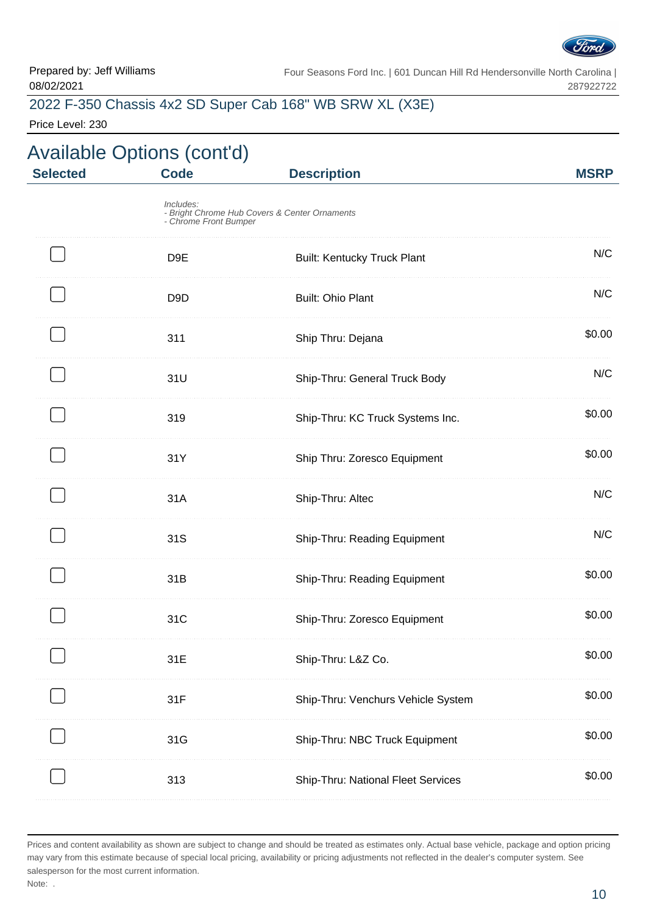Prepared by: Jeff Williams
08/02/2021

Four Seasons Ford Inc. | 601 Duncan Hill Rd Hendersonville North Carolina | 287922722

## 2022 F-350 Chassis 4x2 SD Super Cab 168" WB SRW XL (X3E)

Price Level: 230

# Available Options (cont'd)

| Selected | Code | Description | MSRP |
|---|---|---|---|
| | *Includes:*<br>*- Bright Chrome Hub Covers & Center Ornaments*<br>*- Chrome Front Bumper* | | |
| ☐ | D9E | Built: Kentucky Truck Plant | N/C |
| ☐ | D9D | Built: Ohio Plant | N/C |
| ☐ | 311 | Ship Thru: Dejana | $0.00 |
| ☐ | 31U | Ship-Thru: General Truck Body | N/C |
| ☐ | 319 | Ship-Thru: KC Truck Systems Inc. | $0.00 |
| ☐ | 31Y | Ship Thru: Zoresco Equipment | $0.00 |
| ☐ | 31A | Ship-Thru: Altec | N/C |
| ☐ | 31S | Ship-Thru: Reading Equipment | N/C |
| ☐ | 31B | Ship-Thru: Reading Equipment | $0.00 |
| ☐ | 31C | Ship-Thru: Zoresco Equipment | $0.00 |
| ☐ | 31E | Ship-Thru: L&Z Co. | $0.00 |
| ☐ | 31F | Ship-Thru: Venchurs Vehicle System | $0.00 |
| ☐ | 31G | Ship-Thru: NBC Truck Equipment | $0.00 |
| ☐ | 313 | Ship-Thru: National Fleet Services | $0.00 |

Prices and content availability as shown are subject to change and should be treated as estimates only. Actual base vehicle, package and option pricing may vary from this estimate because of special local pricing, availability or pricing adjustments not reflected in the dealer's computer system. See salesperson for the most current information.

Note: .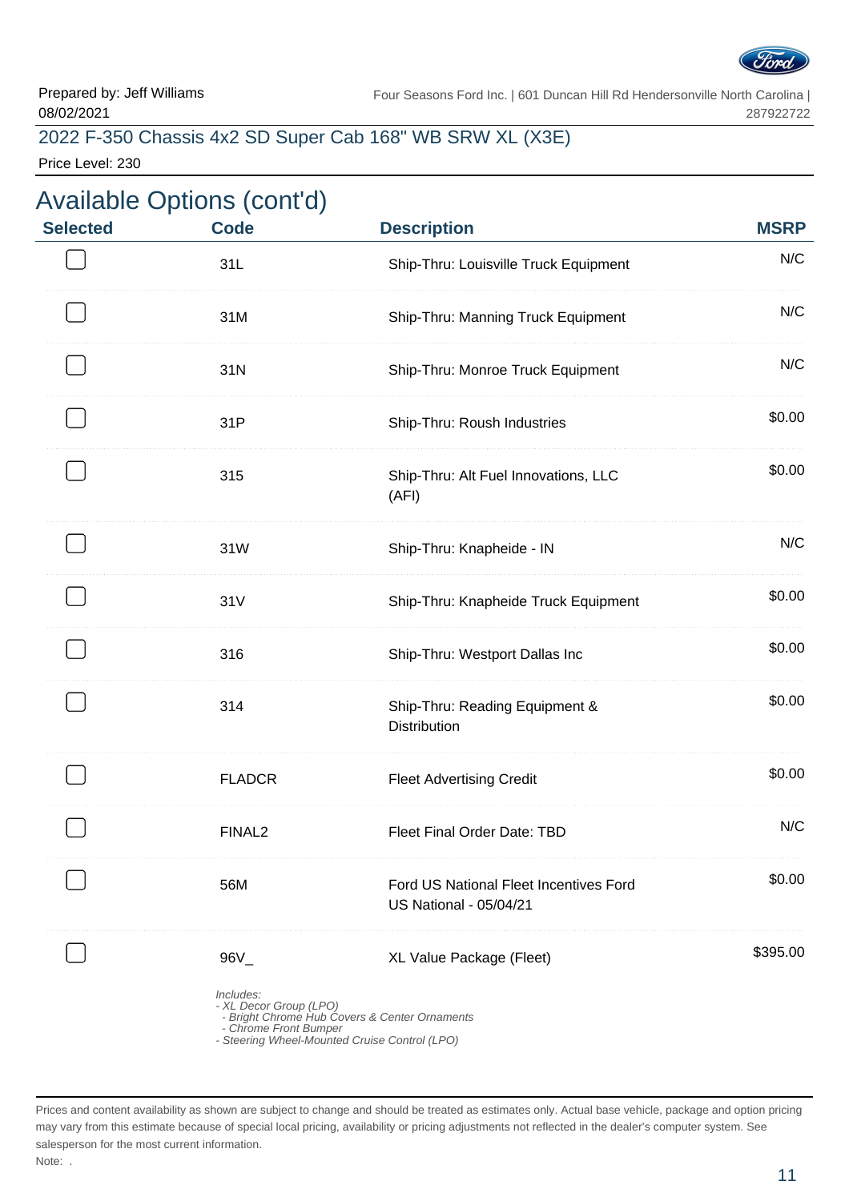Prepared by: Jeff Williams
08/02/2021

Four Seasons Ford Inc. | 601 Duncan Hill Rd Hendersonville North Carolina | 287922722

## 2022 F-350 Chassis 4x2 SD Super Cab 168" WB SRW XL (X3E)

Price Level: 230

# Available Options (cont'd)

| Selected | Code | Description | MSRP |
|---|---|---|---|
| ☐ | 31L | Ship-Thru: Louisville Truck Equipment | N/C |
| ☐ | 31M | Ship-Thru: Manning Truck Equipment | N/C |
| ☐ | 31N | Ship-Thru: Monroe Truck Equipment | N/C |
| ☐ | 31P | Ship-Thru: Roush Industries | $0.00 |
| ☐ | 315 | Ship-Thru: Alt Fuel Innovations, LLC (AFI) | $0.00 |
| ☐ | 31W | Ship-Thru: Knapheide - IN | N/C |
| ☐ | 31V | Ship-Thru: Knapheide Truck Equipment | $0.00 |
| ☐ | 316 | Ship-Thru: Westport Dallas Inc | $0.00 |
| ☐ | 314 | Ship-Thru: Reading Equipment & Distribution | $0.00 |
| ☐ | FLADCR | Fleet Advertising Credit | $0.00 |
| ☐ | FINAL2 | Fleet Final Order Date: TBD | N/C |
| ☐ | 56M | Ford US National Fleet Incentives Ford US National - 05/04/21 | $0.00 |
| ☐ | 96V_ | XL Value Package (Fleet) | $395.00 |

*Includes:*
*- XL Decor Group (LPO)*
*- Bright Chrome Hub Covers & Center Ornaments*
*- Chrome Front Bumper*
*- Steering Wheel-Mounted Cruise Control (LPO)*

Prices and content availability as shown are subject to change and should be treated as estimates only. Actual base vehicle, package and option pricing may vary from this estimate because of special local pricing, availability or pricing adjustments not reflected in the dealer's computer system. See salesperson for the most current information.

Note: .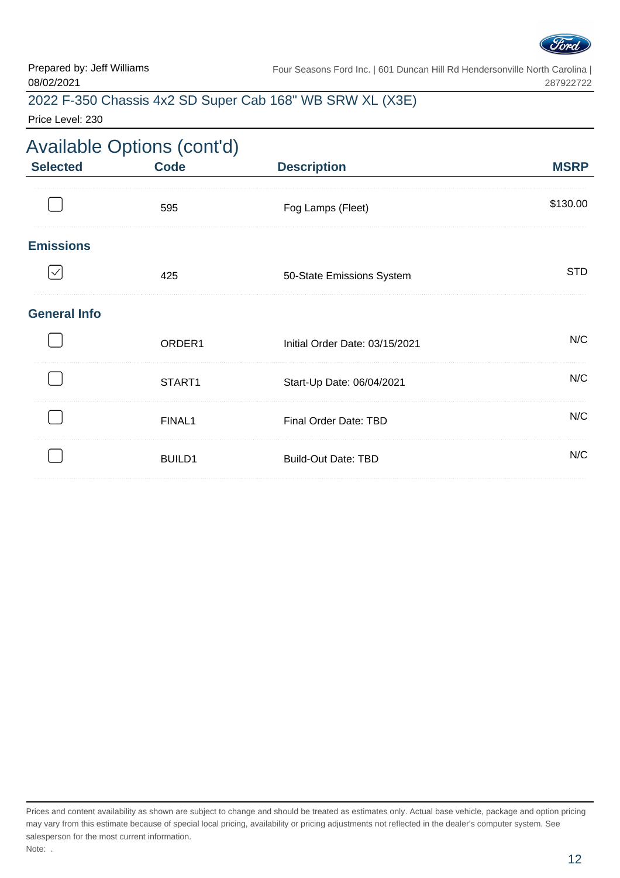## 2022 F-350 Chassis 4x2 SD Super Cab 168" WB SRW XL (X3E)

Price Level: 230

# Available Options (cont'd)

| Selected | Code | Description | MSRP |
|---|---|---|---|
| ☐ | 595 | Fog Lamps (Fleet) | $130.00 |
| **Emissions** | | | |
| ☑ | 425 | 50-State Emissions System | STD |
| **General Info** | | | |
| ☐ | ORDER1 | Initial Order Date: 03/15/2021 | N/C |
| ☐ | START1 | Start-Up Date: 06/04/2021 | N/C |
| ☐ | FINAL1 | Final Order Date: TBD | N/C |
| ☐ | BUILD1 | Build-Out Date: TBD | N/C |

Prices and content availability as shown are subject to change and should be treated as estimates only. Actual base vehicle, package and option pricing may vary from this estimate because of special local pricing, availability or pricing adjustments not reflected in the dealer's computer system. See salesperson for the most current information.

Note: .